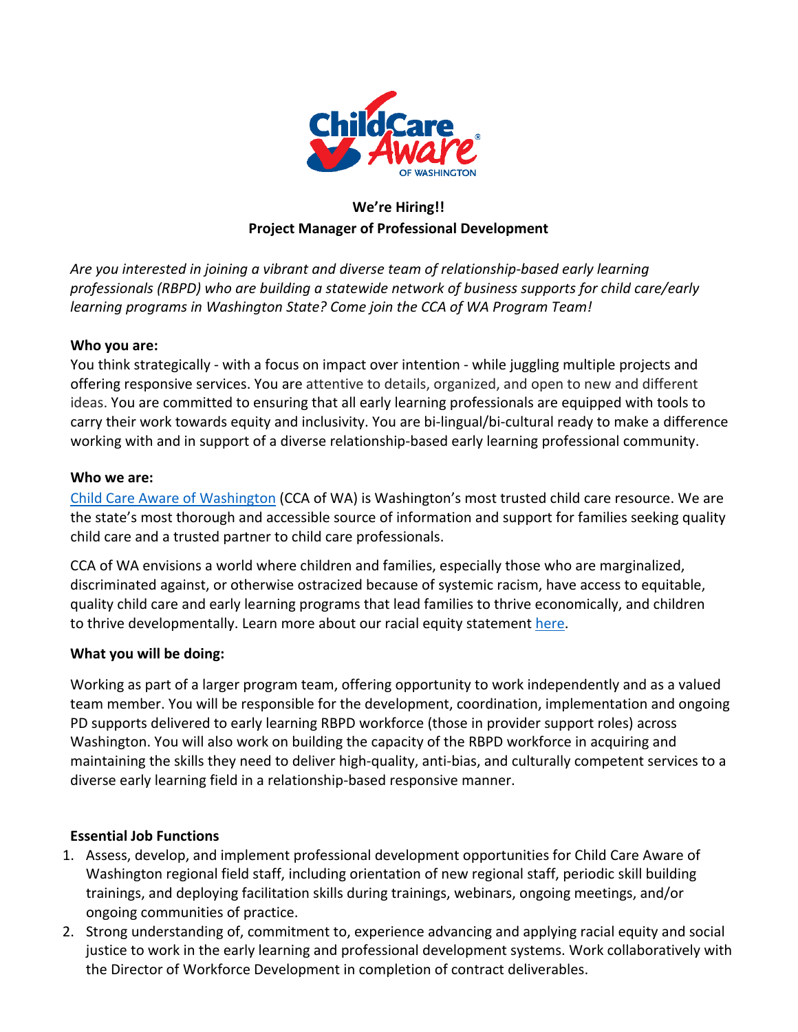# We're Hiring!!

## Project Manager of Professional Development

*Are you interested in joining a vibrant and diverse team of relationship-based early learning professionals (RBPD) who are building a statewide network of business supports for child care/early learning programs in Washington State? Come join the CCA of WA Program Team!*

**Who you are:**

You think strategically - with a focus on impact over intention - while juggling multiple projects and offering responsive services. You are attentive to details, organized, and open to new and different ideas. You are committed to ensuring that all early learning professionals are equipped with tools to carry their work towards equity and inclusivity. You are bi-lingual/bi-cultural ready to make a difference working with and in support of a diverse relationship-based early learning professional community.

**Who we are:**

Child Care Aware of Washington (CCA of WA) is Washington's most trusted child care resource. We are the state's most thorough and accessible source of information and support for families seeking quality child care and a trusted partner to child care professionals.

CCA of WA envisions a world where children and families, especially those who are marginalized, discriminated against, or otherwise ostracized because of systemic racism, have access to equitable, quality child care and early learning programs that lead families to thrive economically, and children to thrive developmentally. Learn more about our racial equity statement here.

**What you will be doing:**

Working as part of a larger program team, offering opportunity to work independently and as a valued team member. You will be responsible for the development, coordination, implementation and ongoing PD supports delivered to early learning RBPD workforce (those in provider support roles) across Washington. You will also work on building the capacity of the RBPD workforce in acquiring and maintaining the skills they need to deliver high-quality, anti-bias, and culturally competent services to a diverse early learning field in a relationship-based responsive manner.

**Essential Job Functions**

1. Assess, develop, and implement professional development opportunities for Child Care Aware of Washington regional field staff, including orientation of new regional staff, periodic skill building trainings, and deploying facilitation skills during trainings, webinars, ongoing meetings, and/or ongoing communities of practice.
2. Strong understanding of, commitment to, experience advancing and applying racial equity and social justice to work in the early learning and professional development systems. Work collaboratively with the Director of Workforce Development in completion of contract deliverables.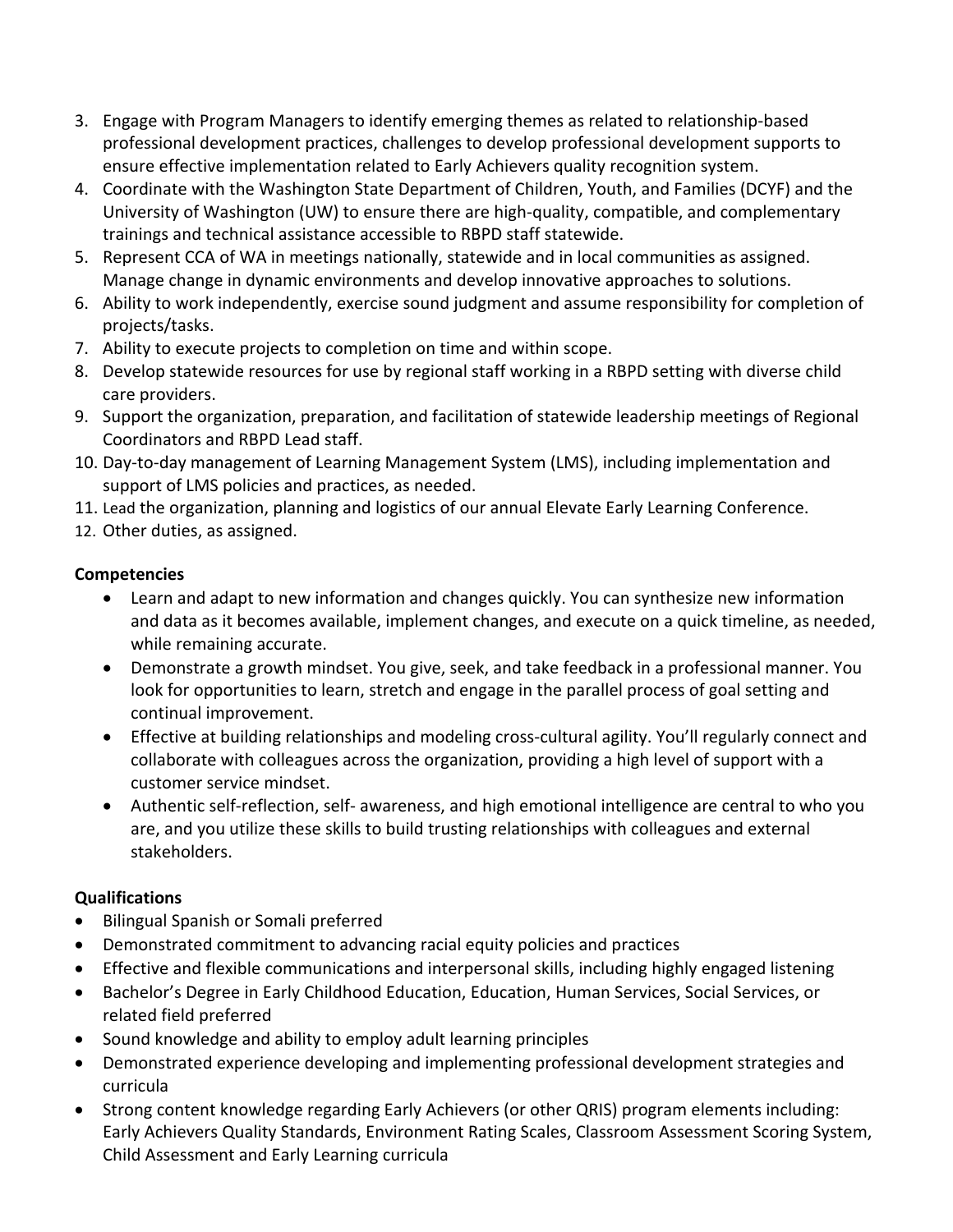3. Engage with Program Managers to identify emerging themes as related to relationship-based professional development practices, challenges to develop professional development supports to ensure effective implementation related to Early Achievers quality recognition system.
4. Coordinate with the Washington State Department of Children, Youth, and Families (DCYF) and the University of Washington (UW) to ensure there are high-quality, compatible, and complementary trainings and technical assistance accessible to RBPD staff statewide.
5. Represent CCA of WA in meetings nationally, statewide and in local communities as assigned. Manage change in dynamic environments and develop innovative approaches to solutions.
6. Ability to work independently, exercise sound judgment and assume responsibility for completion of projects/tasks.
7. Ability to execute projects to completion on time and within scope.
8. Develop statewide resources for use by regional staff working in a RBPD setting with diverse child care providers.
9. Support the organization, preparation, and facilitation of statewide leadership meetings of Regional Coordinators and RBPD Lead staff.
10. Day-to-day management of Learning Management System (LMS), including implementation and support of LMS policies and practices, as needed.
11. Lead the organization, planning and logistics of our annual Elevate Early Learning Conference.
12. Other duties, as assigned.

**Competencies**

- Learn and adapt to new information and changes quickly. You can synthesize new information and data as it becomes available, implement changes, and execute on a quick timeline, as needed, while remaining accurate.
- Demonstrate a growth mindset. You give, seek, and take feedback in a professional manner. You look for opportunities to learn, stretch and engage in the parallel process of goal setting and continual improvement.
- Effective at building relationships and modeling cross-cultural agility. You'll regularly connect and collaborate with colleagues across the organization, providing a high level of support with a customer service mindset.
- Authentic self-reflection, self- awareness, and high emotional intelligence are central to who you are, and you utilize these skills to build trusting relationships with colleagues and external stakeholders.

**Qualifications**

- Bilingual Spanish or Somali preferred
- Demonstrated commitment to advancing racial equity policies and practices
- Effective and flexible communications and interpersonal skills, including highly engaged listening
- Bachelor's Degree in Early Childhood Education, Education, Human Services, Social Services, or related field preferred
- Sound knowledge and ability to employ adult learning principles
- Demonstrated experience developing and implementing professional development strategies and curricula
- Strong content knowledge regarding Early Achievers (or other QRIS) program elements including: Early Achievers Quality Standards, Environment Rating Scales, Classroom Assessment Scoring System, Child Assessment and Early Learning curricula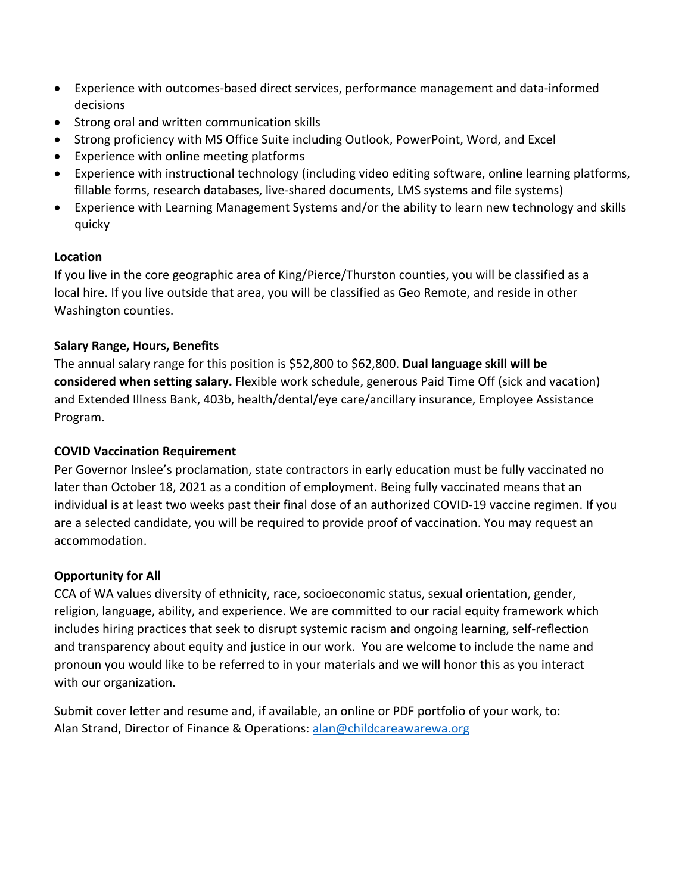- Experience with outcomes-based direct services, performance management and data-informed decisions
- Strong oral and written communication skills
- Strong proficiency with MS Office Suite including Outlook, PowerPoint, Word, and Excel
- Experience with online meeting platforms
- Experience with instructional technology (including video editing software, online learning platforms, fillable forms, research databases, live-shared documents, LMS systems and file systems)
- Experience with Learning Management Systems and/or the ability to learn new technology and skills quicky

**Location**

If you live in the core geographic area of King/Pierce/Thurston counties, you will be classified as a local hire. If you live outside that area, you will be classified as Geo Remote, and reside in other Washington counties.

**Salary Range, Hours, Benefits**

The annual salary range for this position is $52,800 to $62,800. **Dual language skill will be considered when setting salary.** Flexible work schedule, generous Paid Time Off (sick and vacation) and Extended Illness Bank, 403b, health/dental/eye care/ancillary insurance, Employee Assistance Program.

**COVID Vaccination Requirement**

Per Governor Inslee's proclamation, state contractors in early education must be fully vaccinated no later than October 18, 2021 as a condition of employment. Being fully vaccinated means that an individual is at least two weeks past their final dose of an authorized COVID-19 vaccine regimen. If you are a selected candidate, you will be required to provide proof of vaccination. You may request an accommodation.

**Opportunity for All**

CCA of WA values diversity of ethnicity, race, socioeconomic status, sexual orientation, gender, religion, language, ability, and experience. We are committed to our racial equity framework which includes hiring practices that seek to disrupt systemic racism and ongoing learning, self-reflection and transparency about equity and justice in our work. You are welcome to include the name and pronoun you would like to be referred to in your materials and we will honor this as you interact with our organization.

Submit cover letter and resume and, if available, an online or PDF portfolio of your work, to:
Alan Strand, Director of Finance & Operations: alan@childcareawarewa.org